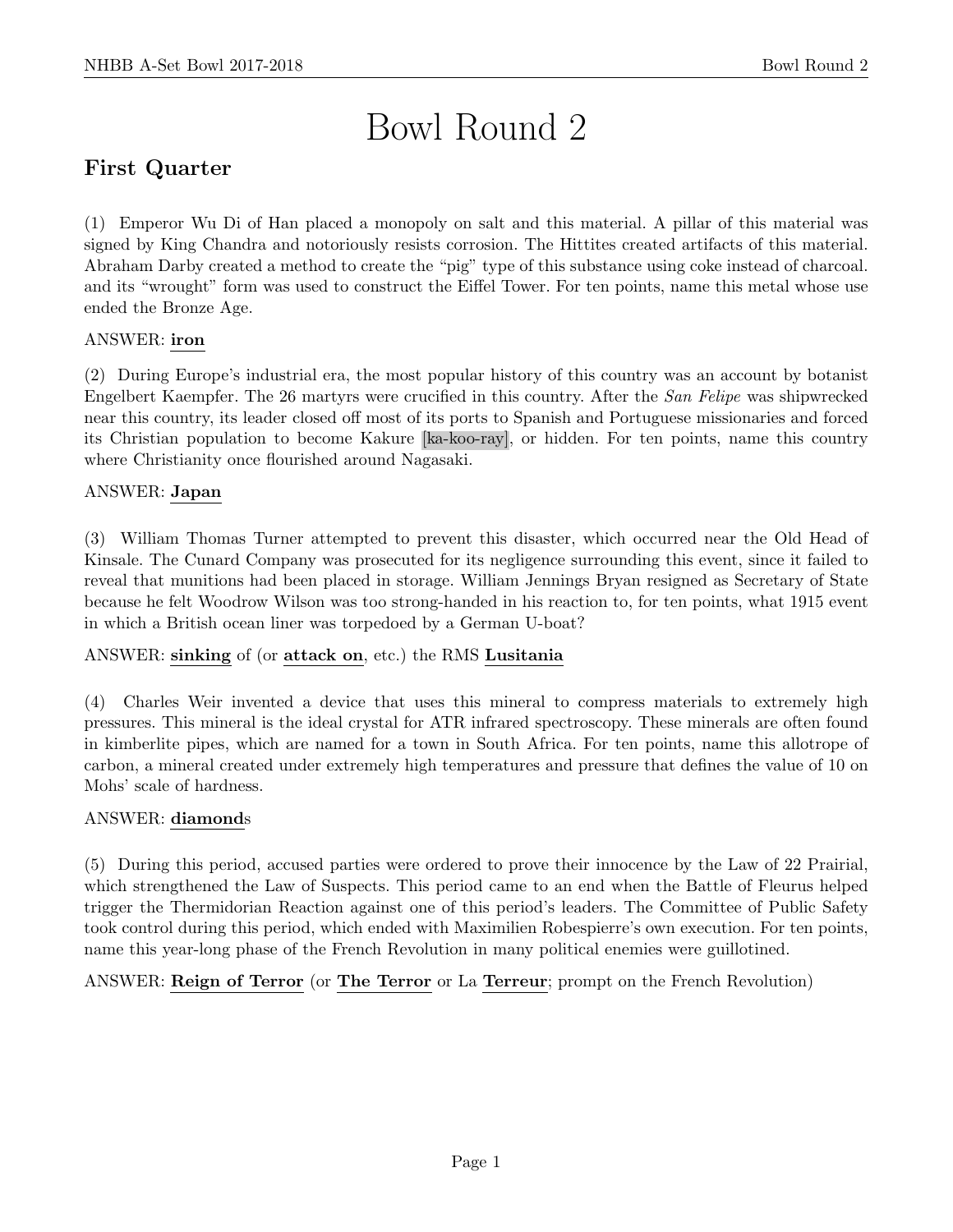# Bowl Round 2

## First Quarter

(1) Emperor Wu Di of Han placed a monopoly on salt and this material. A pillar of this material was signed by King Chandra and notoriously resists corrosion. The Hittites created artifacts of this material. Abraham Darby created a method to create the "pig" type of this substance using coke instead of charcoal. and its "wrought" form was used to construct the Eiffel Tower. For ten points, name this metal whose use ended the Bronze Age.

ANSWER: **iron**

(2) During Europe's industrial era, the most popular history of this country was an account by botanist Engelbert Kaempfer. The 26 martyrs were crucified in this country. After the *San Felipe* was shipwrecked near this country, its leader closed off most of its ports to Spanish and Portuguese missionaries and forced its Christian population to become Kakure [ka-koo-ray], or hidden. For ten points, name this country where Christianity once flourished around Nagasaki.

ANSWER: **Japan**

(3) William Thomas Turner attempted to prevent this disaster, which occurred near the Old Head of Kinsale. The Cunard Company was prosecuted for its negligence surrounding this event, since it failed to reveal that munitions had been placed in storage. William Jennings Bryan resigned as Secretary of State because he felt Woodrow Wilson was too strong-handed in his reaction to, for ten points, what 1915 event in which a British ocean liner was torpedoed by a German U-boat?

ANSWER: **sinking** of (or **attack on**, etc.) the RMS **Lusitania**

(4) Charles Weir invented a device that uses this mineral to compress materials to extremely high pressures. This mineral is the ideal crystal for ATR infrared spectroscopy. These minerals are often found in kimberlite pipes, which are named for a town in South Africa. For ten points, name this allotrope of carbon, a mineral created under extremely high temperatures and pressure that defines the value of 10 on Mohs' scale of hardness.

ANSWER: **diamond**s

(5) During this period, accused parties were ordered to prove their innocence by the Law of 22 Prairial, which strengthened the Law of Suspects. This period came to an end when the Battle of Fleurus helped trigger the Thermidorian Reaction against one of this period's leaders. The Committee of Public Safety took control during this period, which ended with Maximilien Robespierre's own execution. For ten points, name this year-long phase of the French Revolution in many political enemies were guillotined.

ANSWER: **Reign of Terror** (or **The Terror** or La **Terreur**; prompt on the French Revolution)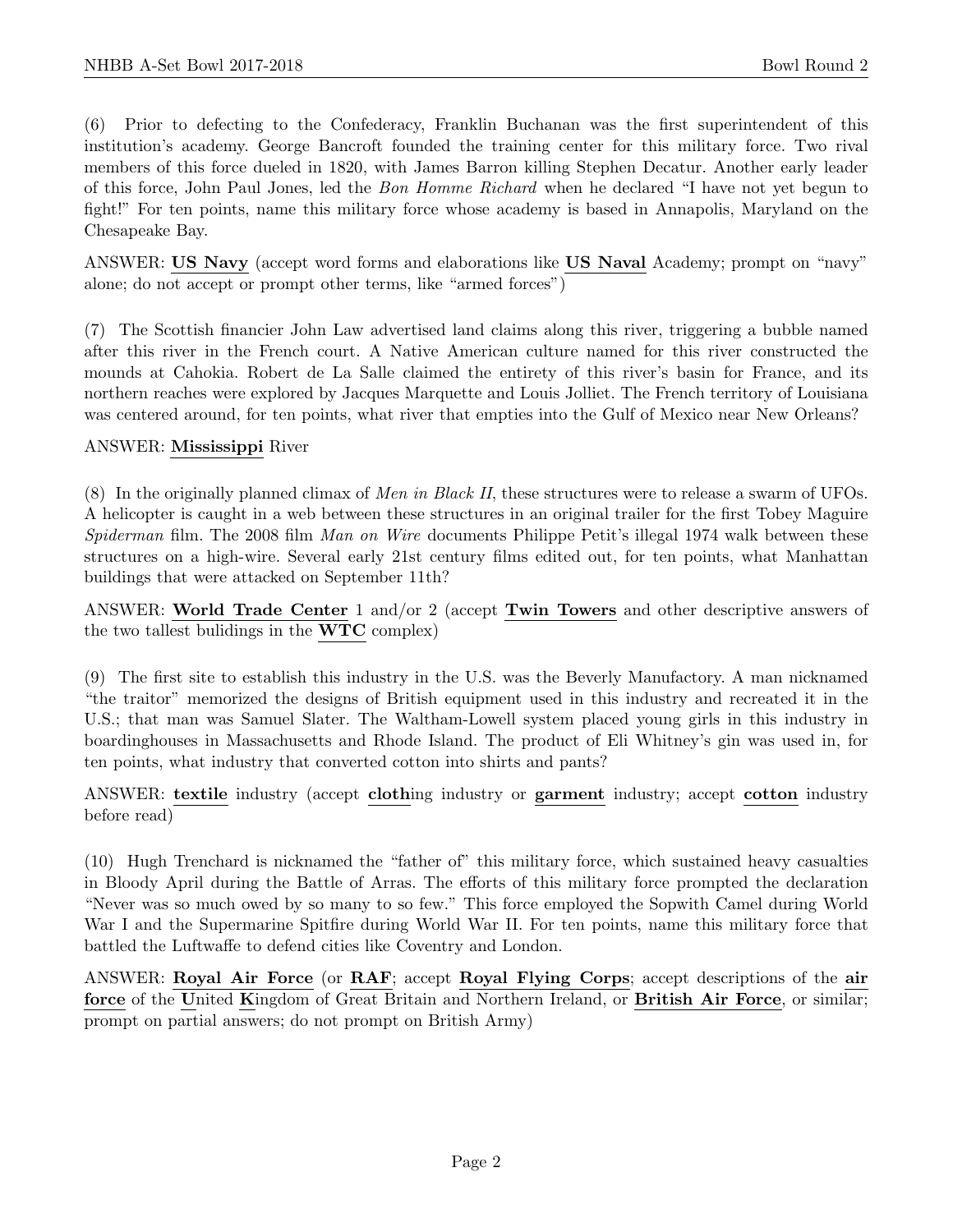(6) Prior to defecting to the Confederacy, Franklin Buchanan was the first superintendent of this institution's academy. George Bancroft founded the training center for this military force. Two rival members of this force dueled in 1820, with James Barron killing Stephen Decatur. Another early leader of this force, John Paul Jones, led the *Bon Homme Richard* when he declared "I have not yet begun to fight!" For ten points, name this military force whose academy is based in Annapolis, Maryland on the Chesapeake Bay.

ANSWER: **US Navy** (accept word forms and elaborations like **US Naval** Academy; prompt on "navy" alone; do not accept or prompt other terms, like "armed forces")

(7) The Scottish financier John Law advertised land claims along this river, triggering a bubble named after this river in the French court. A Native American culture named for this river constructed the mounds at Cahokia. Robert de La Salle claimed the entirety of this river's basin for France, and its northern reaches were explored by Jacques Marquette and Louis Jolliet. The French territory of Louisiana was centered around, for ten points, what river that empties into the Gulf of Mexico near New Orleans?

ANSWER: **Mississippi** River

(8) In the originally planned climax of *Men in Black II*, these structures were to release a swarm of UFOs. A helicopter is caught in a web between these structures in an original trailer for the first Tobey Maguire *Spiderman* film. The 2008 film *Man on Wire* documents Philippe Petit's illegal 1974 walk between these structures on a high-wire. Several early 21st century films edited out, for ten points, what Manhattan buildings that were attacked on September 11th?

ANSWER: **World Trade Center** 1 and/or 2 (accept **Twin Towers** and other descriptive answers of the two tallest bulidings in the **WTC** complex)

(9) The first site to establish this industry in the U.S. was the Beverly Manufactory. A man nicknamed "the traitor" memorized the designs of British equipment used in this industry and recreated it in the U.S.; that man was Samuel Slater. The Waltham-Lowell system placed young girls in this industry in boardinghouses in Massachusetts and Rhode Island. The product of Eli Whitney's gin was used in, for ten points, what industry that converted cotton into shirts and pants?

ANSWER: **textile** industry (accept **cloth**ing industry or **garment** industry; accept **cotton** industry before read)

(10) Hugh Trenchard is nicknamed the "father of" this military force, which sustained heavy casualties in Bloody April during the Battle of Arras. The efforts of this military force prompted the declaration "Never was so much owed by so many to so few." This force employed the Sopwith Camel during World War I and the Supermarine Spitfire during World War II. For ten points, name this military force that battled the Luftwaffe to defend cities like Coventry and London.

ANSWER: **Royal Air Force** (or **RAF**; accept **Royal Flying Corps**; accept descriptions of the **air force** of the **U**nited **K**ingdom of Great Britain and Northern Ireland, or **British Air Force**, or similar; prompt on partial answers; do not prompt on British Army)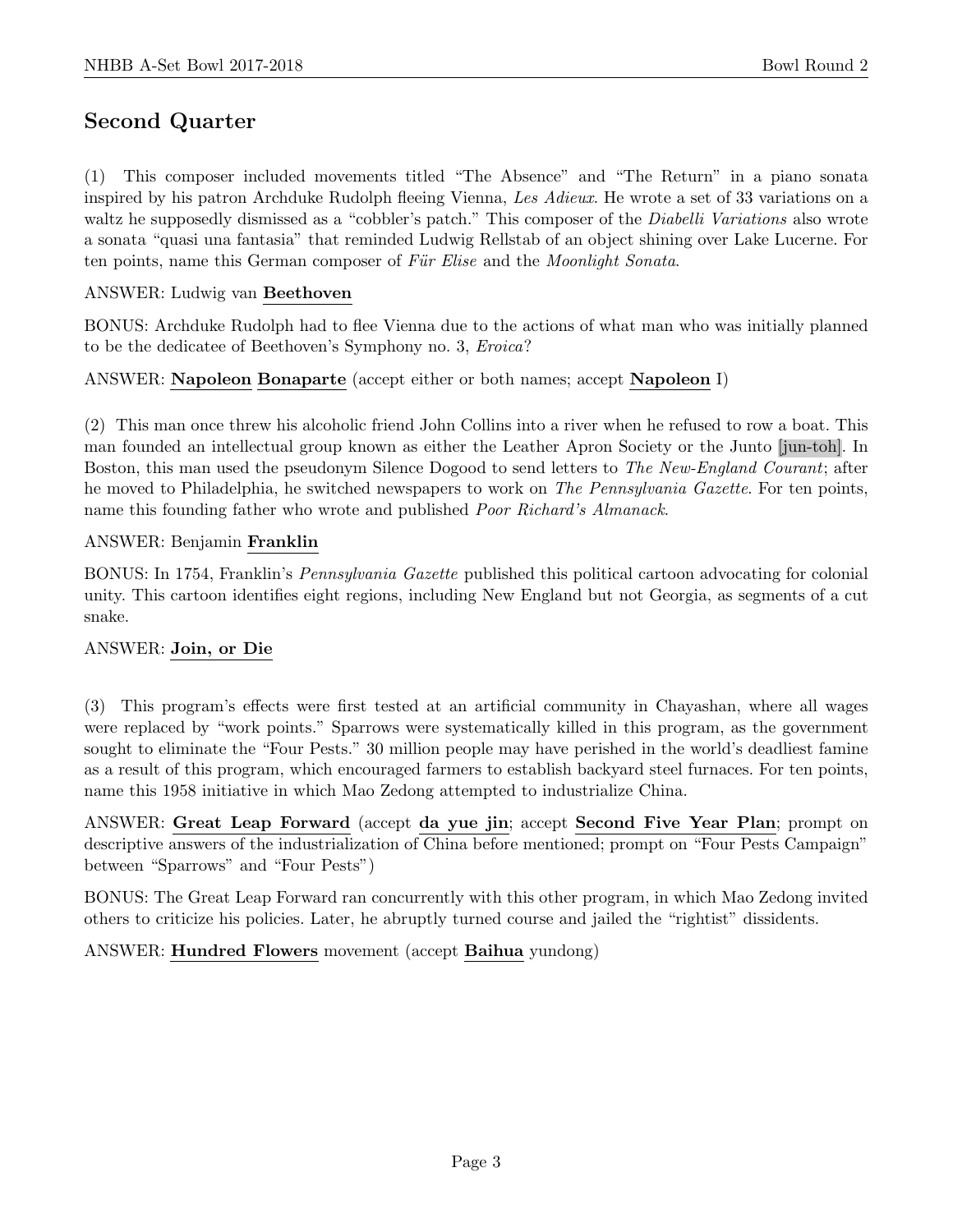## Second Quarter

(1) This composer included movements titled "The Absence" and "The Return" in a piano sonata inspired by his patron Archduke Rudolph fleeing Vienna, *Les Adieux*. He wrote a set of 33 variations on a waltz he supposedly dismissed as a "cobbler's patch." This composer of the *Diabelli Variations* also wrote a sonata "quasi una fantasia" that reminded Ludwig Rellstab of an object shining over Lake Lucerne. For ten points, name this German composer of *Für Elise* and the *Moonlight Sonata*.

ANSWER: Ludwig van **Beethoven**

BONUS: Archduke Rudolph had to flee Vienna due to the actions of what man who was initially planned to be the dedicatee of Beethoven's Symphony no. 3, *Eroica*?

ANSWER: **Napoleon** **Bonaparte** (accept either or both names; accept **Napoleon** I)

(2) This man once threw his alcoholic friend John Collins into a river when he refused to row a boat. This man founded an intellectual group known as either the Leather Apron Society or the Junto [jun-toh]. In Boston, this man used the pseudonym Silence Dogood to send letters to *The New-England Courant*; after he moved to Philadelphia, he switched newspapers to work on *The Pennsylvania Gazette*. For ten points, name this founding father who wrote and published *Poor Richard's Almanack*.

ANSWER: Benjamin **Franklin**

BONUS: In 1754, Franklin's *Pennsylvania Gazette* published this political cartoon advocating for colonial unity. This cartoon identifies eight regions, including New England but not Georgia, as segments of a cut snake.

ANSWER: **Join, or Die**

(3) This program's effects were first tested at an artificial community in Chayashan, where all wages were replaced by "work points." Sparrows were systematically killed in this program, as the government sought to eliminate the "Four Pests." 30 million people may have perished in the world's deadliest famine as a result of this program, which encouraged farmers to establish backyard steel furnaces. For ten points, name this 1958 initiative in which Mao Zedong attempted to industrialize China.

ANSWER: **Great Leap Forward** (accept **da yue jin**; accept **Second Five Year Plan**; prompt on descriptive answers of the industrialization of China before mentioned; prompt on "Four Pests Campaign" between "Sparrows" and "Four Pests")

BONUS: The Great Leap Forward ran concurrently with this other program, in which Mao Zedong invited others to criticize his policies. Later, he abruptly turned course and jailed the "rightist" dissidents.

ANSWER: **Hundred Flowers** movement (accept **Baihua** yundong)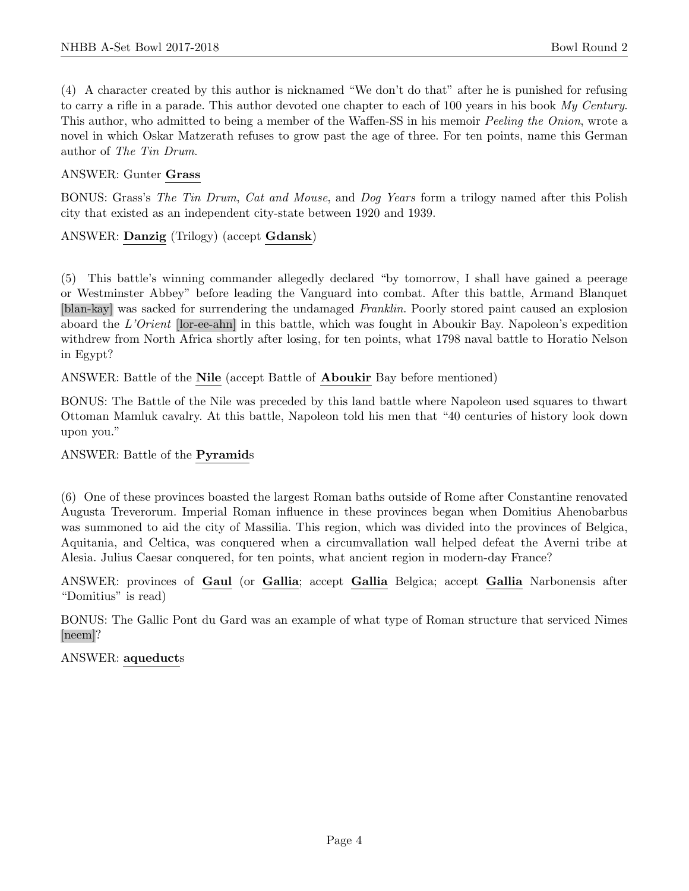(4) A character created by this author is nicknamed "We don't do that" after he is punished for refusing to carry a rifle in a parade. This author devoted one chapter to each of 100 years in his book *My Century*. This author, who admitted to being a member of the Waffen-SS in his memoir *Peeling the Onion*, wrote a novel in which Oskar Matzerath refuses to grow past the age of three. For ten points, name this German author of *The Tin Drum*.

ANSWER: Gunter **Grass**

BONUS: Grass's *The Tin Drum*, *Cat and Mouse*, and *Dog Years* form a trilogy named after this Polish city that existed as an independent city-state between 1920 and 1939.

ANSWER: **Danzig** (Trilogy) (accept **Gdansk**)

(5) This battle's winning commander allegedly declared "by tomorrow, I shall have gained a peerage or Westminster Abbey" before leading the Vanguard into combat. After this battle, Armand Blanquet [blan-kay] was sacked for surrendering the undamaged *Franklin*. Poorly stored paint caused an explosion aboard the *L'Orient* [lor-ee-ahn] in this battle, which was fought in Aboukir Bay. Napoleon's expedition withdrew from North Africa shortly after losing, for ten points, what 1798 naval battle to Horatio Nelson in Egypt?

ANSWER: Battle of the **Nile** (accept Battle of **Aboukir** Bay before mentioned)

BONUS: The Battle of the Nile was preceded by this land battle where Napoleon used squares to thwart Ottoman Mamluk cavalry. At this battle, Napoleon told his men that "40 centuries of history look down upon you."

ANSWER: Battle of the **Pyramid**s

(6) One of these provinces boasted the largest Roman baths outside of Rome after Constantine renovated Augusta Treverorum. Imperial Roman influence in these provinces began when Domitius Ahenobarbus was summoned to aid the city of Massilia. This region, which was divided into the provinces of Belgica, Aquitania, and Celtica, was conquered when a circumvallation wall helped defeat the Averni tribe at Alesia. Julius Caesar conquered, for ten points, what ancient region in modern-day France?

ANSWER: provinces of **Gaul** (or **Gallia**; accept **Gallia** Belgica; accept **Gallia** Narbonensis after "Domitius" is read)

BONUS: The Gallic Pont du Gard was an example of what type of Roman structure that serviced Nimes [neem]?

ANSWER: **aqueduct**s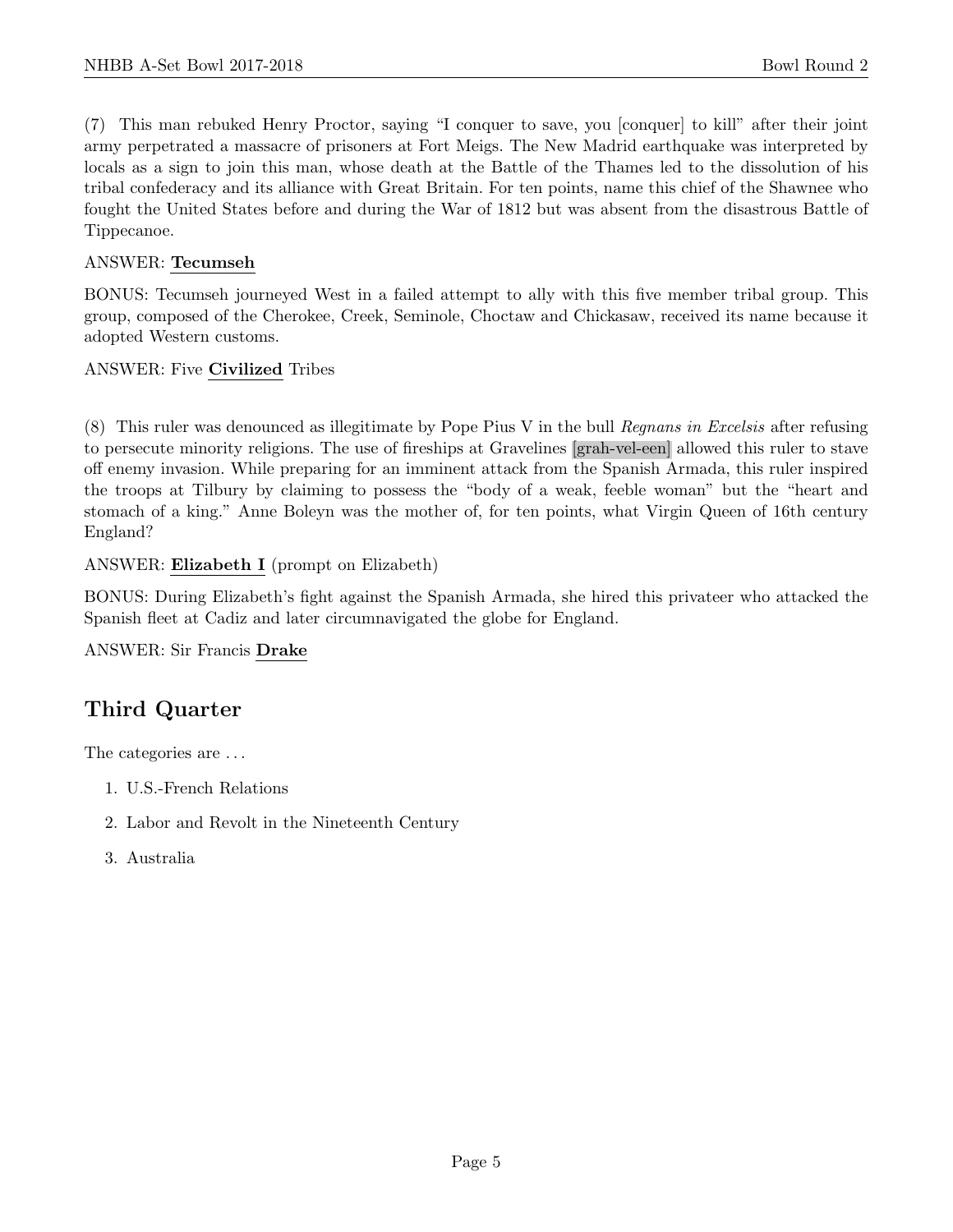(7) This man rebuked Henry Proctor, saying "I conquer to save, you [conquer] to kill" after their joint army perpetrated a massacre of prisoners at Fort Meigs. The New Madrid earthquake was interpreted by locals as a sign to join this man, whose death at the Battle of the Thames led to the dissolution of his tribal confederacy and its alliance with Great Britain. For ten points, name this chief of the Shawnee who fought the United States before and during the War of 1812 but was absent from the disastrous Battle of Tippecanoe.

ANSWER: **Tecumseh**

BONUS: Tecumseh journeyed West in a failed attempt to ally with this five member tribal group. This group, composed of the Cherokee, Creek, Seminole, Choctaw and Chickasaw, received its name because it adopted Western customs.

ANSWER: Five **Civilized** Tribes

(8) This ruler was denounced as illegitimate by Pope Pius V in the bull *Regnans in Excelsis* after refusing to persecute minority religions. The use of fireships at Gravelines [grah-vel-een] allowed this ruler to stave off enemy invasion. While preparing for an imminent attack from the Spanish Armada, this ruler inspired the troops at Tilbury by claiming to possess the "body of a weak, feeble woman" but the "heart and stomach of a king." Anne Boleyn was the mother of, for ten points, what Virgin Queen of 16th century England?

ANSWER: **Elizabeth I** (prompt on Elizabeth)

BONUS: During Elizabeth's fight against the Spanish Armada, she hired this privateer who attacked the Spanish fleet at Cadiz and later circumnavigated the globe for England.

ANSWER: Sir Francis **Drake**

## Third Quarter

The categories are ...

1. U.S.-French Relations
2. Labor and Revolt in the Nineteenth Century
3. Australia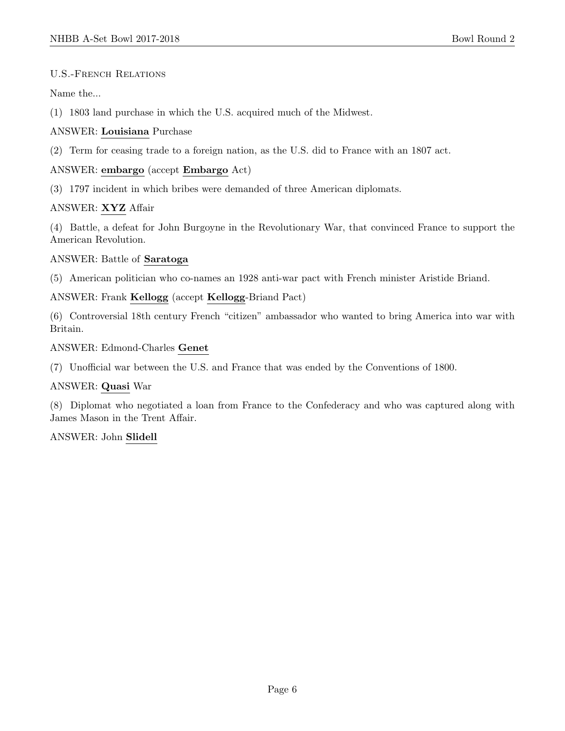U.S.-French Relations

Name the...

(1) 1803 land purchase in which the U.S. acquired much of the Midwest.

ANSWER: **Louisiana** Purchase

(2) Term for ceasing trade to a foreign nation, as the U.S. did to France with an 1807 act.

ANSWER: **embargo** (accept **Embargo** Act)

(3) 1797 incident in which bribes were demanded of three American diplomats.

ANSWER: **XYZ** Affair

(4) Battle, a defeat for John Burgoyne in the Revolutionary War, that convinced France to support the American Revolution.

ANSWER: Battle of **Saratoga**

(5) American politician who co-names an 1928 anti-war pact with French minister Aristide Briand.

ANSWER: Frank **Kellogg** (accept **Kellogg**-Briand Pact)

(6) Controversial 18th century French "citizen" ambassador who wanted to bring America into war with Britain.

ANSWER: Edmond-Charles **Genet**

(7) Unofficial war between the U.S. and France that was ended by the Conventions of 1800.

ANSWER: **Quasi** War

(8) Diplomat who negotiated a loan from France to the Confederacy and who was captured along with James Mason in the Trent Affair.

ANSWER: John **Slidell**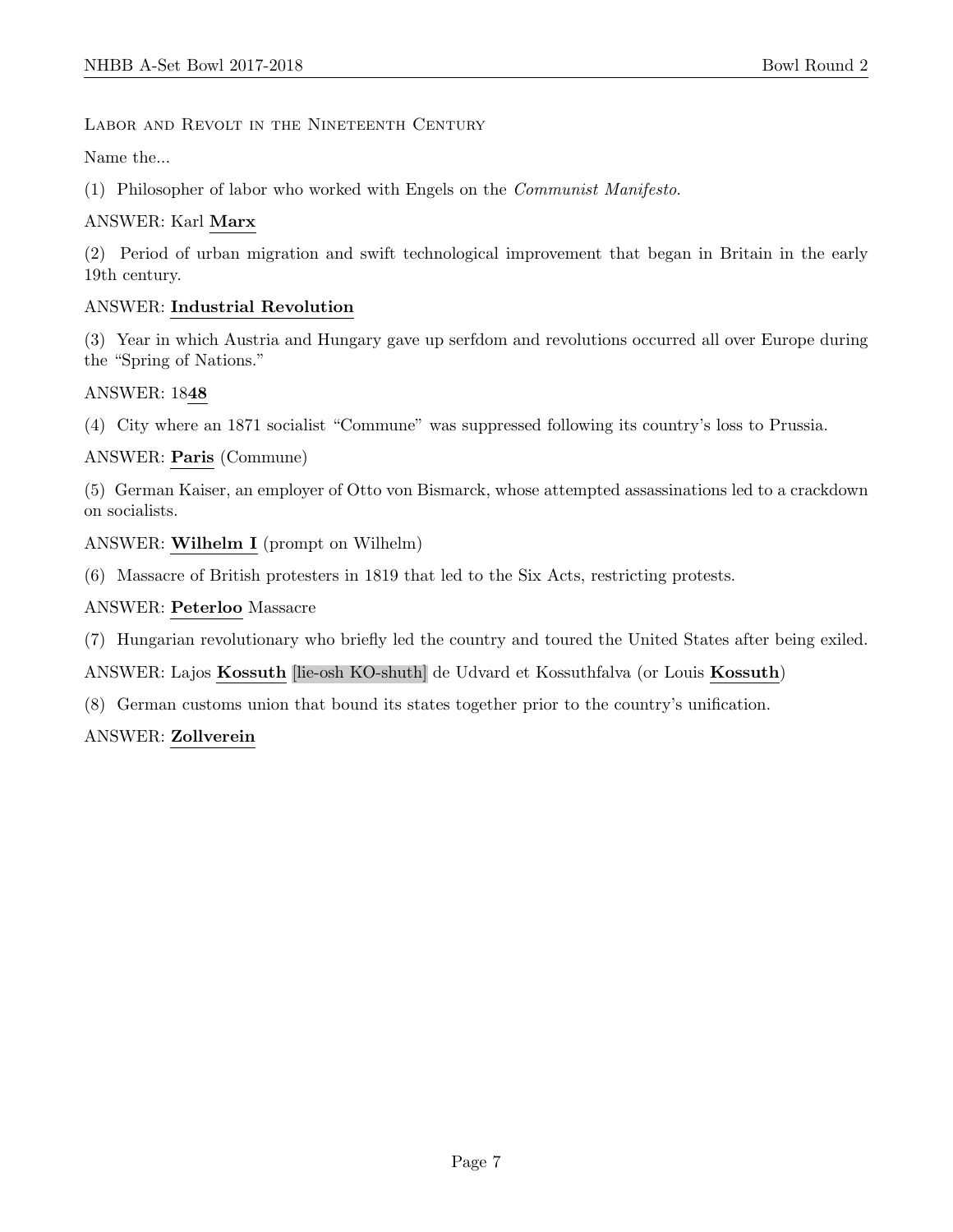LABOR AND REVOLT IN THE NINETEENTH CENTURY

Name the...

(1) Philosopher of labor who worked with Engels on the *Communist Manifesto*.

ANSWER: Karl **Marx**

(2) Period of urban migration and swift technological improvement that began in Britain in the early 19th century.

ANSWER: **Industrial Revolution**

(3) Year in which Austria and Hungary gave up serfdom and revolutions occurred all over Europe during the "Spring of Nations."

ANSWER: 18**48**

(4) City where an 1871 socialist "Commune" was suppressed following its country's loss to Prussia.

ANSWER: **Paris** (Commune)

(5) German Kaiser, an employer of Otto von Bismarck, whose attempted assassinations led to a crackdown on socialists.

ANSWER: **Wilhelm I** (prompt on Wilhelm)

(6) Massacre of British protesters in 1819 that led to the Six Acts, restricting protests.

ANSWER: **Peterloo** Massacre

(7) Hungarian revolutionary who briefly led the country and toured the United States after being exiled.

ANSWER: Lajos **Kossuth** [lie-osh KO-shuth] de Udvard et Kossuthfalva (or Louis **Kossuth**)

(8) German customs union that bound its states together prior to the country's unification.

ANSWER: **Zollverein**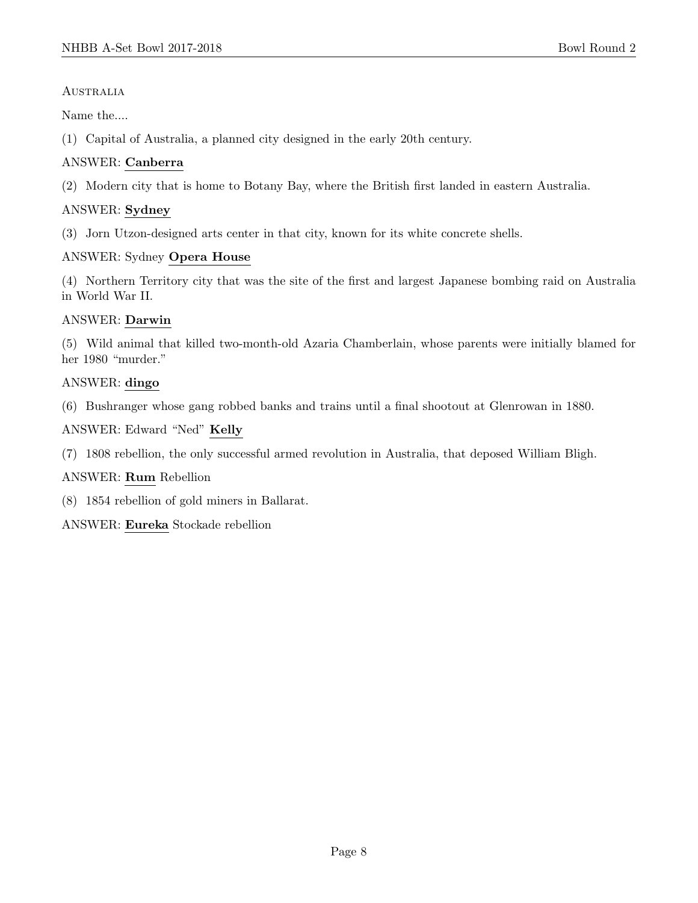Australia

Name the....

(1) Capital of Australia, a planned city designed in the early 20th century.

ANSWER: **Canberra**

(2) Modern city that is home to Botany Bay, where the British first landed in eastern Australia.

ANSWER: **Sydney**

(3) Jorn Utzon-designed arts center in that city, known for its white concrete shells.

ANSWER: Sydney **Opera House**

(4) Northern Territory city that was the site of the first and largest Japanese bombing raid on Australia in World War II.

ANSWER: **Darwin**

(5) Wild animal that killed two-month-old Azaria Chamberlain, whose parents were initially blamed for her 1980 "murder."

ANSWER: **dingo**

(6) Bushranger whose gang robbed banks and trains until a final shootout at Glenrowan in 1880.

ANSWER: Edward "Ned" **Kelly**

(7) 1808 rebellion, the only successful armed revolution in Australia, that deposed William Bligh.

ANSWER: **Rum** Rebellion

(8) 1854 rebellion of gold miners in Ballarat.

ANSWER: **Eureka** Stockade rebellion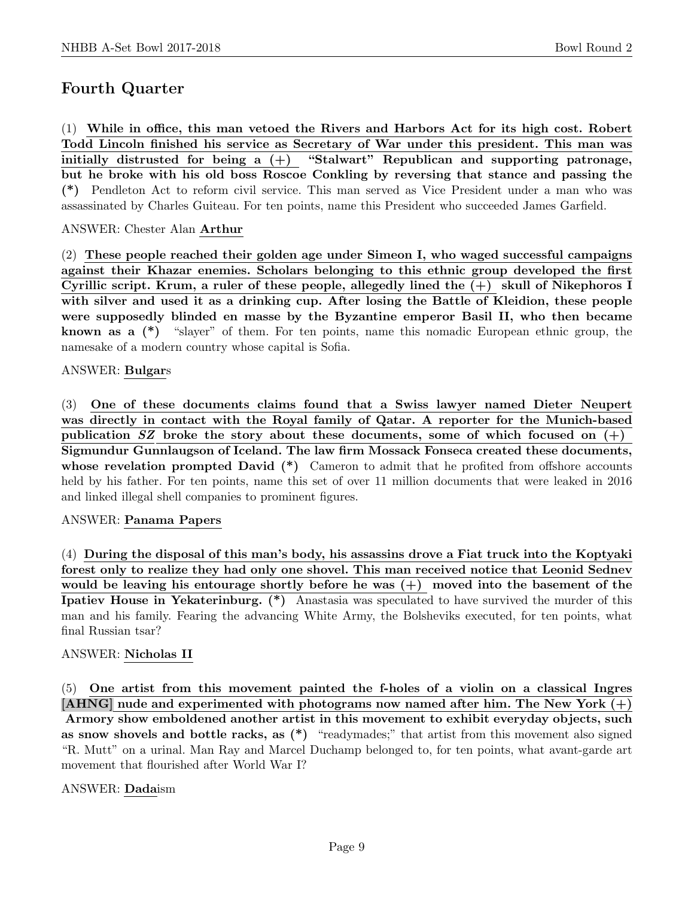## Fourth Quarter

(1) **While in office, this man vetoed the Rivers and Harbors Act for its high cost. Robert Todd Lincoln finished his service as Secretary of War under this president. This man was initially distrusted for being a (+) "Stalwart" Republican and supporting patronage, but he broke with his old boss Roscoe Conkling by reversing that stance and passing the (*)** Pendleton Act to reform civil service. This man served as Vice President under a man who was assassinated by Charles Guiteau. For ten points, name this President who succeeded James Garfield.

ANSWER: Chester Alan **Arthur**

(2) **These people reached their golden age under Simeon I, who waged successful campaigns against their Khazar enemies. Scholars belonging to this ethnic group developed the first Cyrillic script. Krum, a ruler of these people, allegedly lined the (+) skull of Nikephoros I with silver and used it as a drinking cup. After losing the Battle of Kleidion, these people were supposedly blinded en masse by the Byzantine emperor Basil II, who then became known as a (*)** "slayer" of them. For ten points, name this nomadic European ethnic group, the namesake of a modern country whose capital is Sofia.

ANSWER: **Bulgar**s

(3) **One of these documents claims found that a Swiss lawyer named Dieter Neupert was directly in contact with the Royal family of Qatar. A reporter for the Munich-based publication *SZ* broke the story about these documents, some of which focused on (+) Sigmundur Gunnlaugson of Iceland. The law firm Mossack Fonseca created these documents, whose revelation prompted David (*)** Cameron to admit that he profited from offshore accounts held by his father. For ten points, name this set of over 11 million documents that were leaked in 2016 and linked illegal shell companies to prominent figures.

ANSWER: **Panama Papers**

(4) **During the disposal of this man's body, his assassins drove a Fiat truck into the Koptyaki forest only to realize they had only one shovel. This man received notice that Leonid Sednev would be leaving his entourage shortly before he was (+) moved into the basement of the Ipatiev House in Yekaterinburg. (*)** Anastasia was speculated to have survived the murder of this man and his family. Fearing the advancing White Army, the Bolsheviks executed, for ten points, what final Russian tsar?

ANSWER: **Nicholas II**

(5) **One artist from this movement painted the f-holes of a violin on a classical Ingres [AHNG] nude and experimented with photograms now named after him. The New York (+) Armory show emboldened another artist in this movement to exhibit everyday objects, such as snow shovels and bottle racks, as (*)** "readymades;" that artist from this movement also signed "R. Mutt" on a urinal. Man Ray and Marcel Duchamp belonged to, for ten points, what avant-garde art movement that flourished after World War I?

ANSWER: **Dada**ism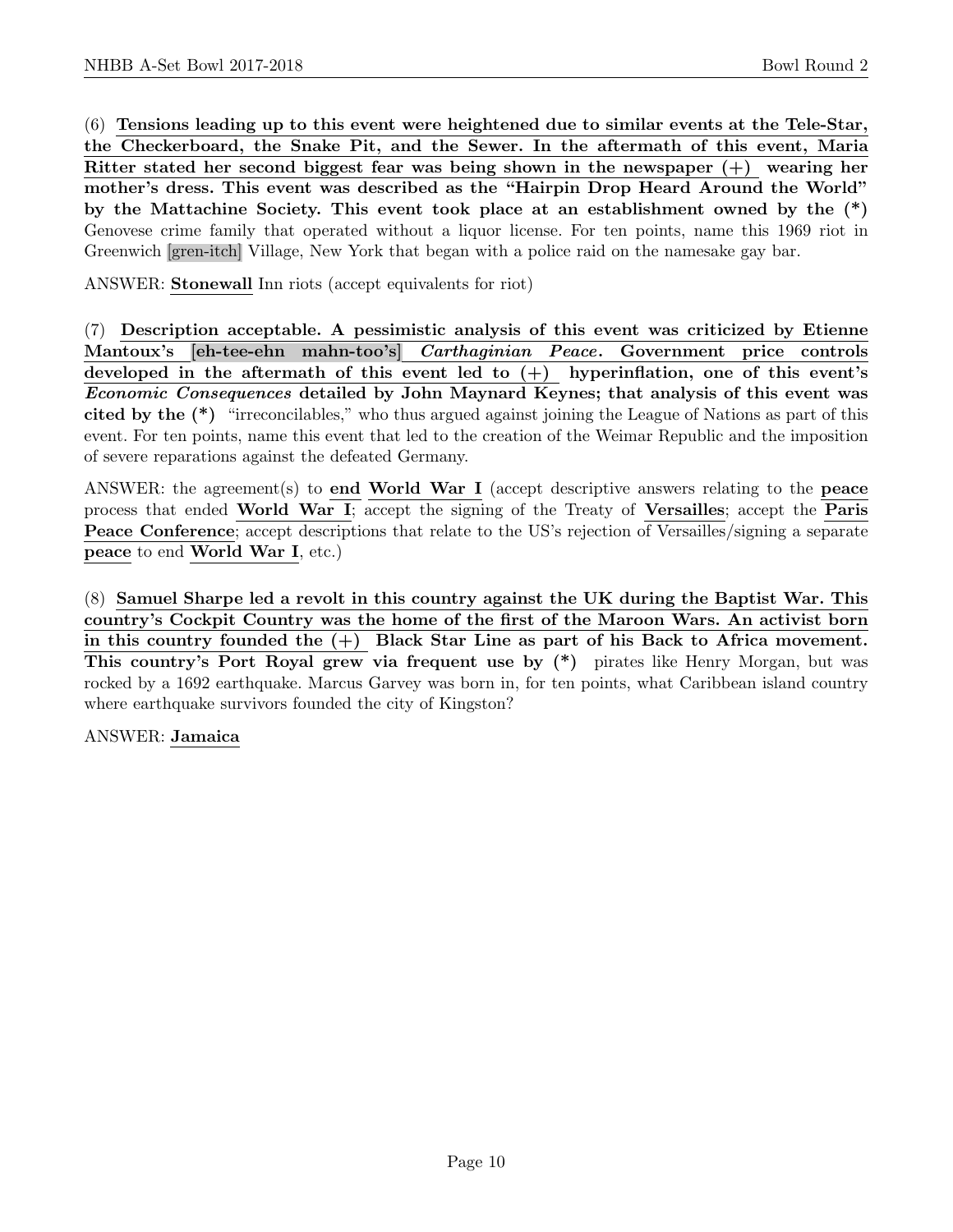(6) **Tensions leading up to this event were heightened due to similar events at the Tele-Star, the Checkerboard, the Snake Pit, and the Sewer. In the aftermath of this event, Maria Ritter stated her second biggest fear was being shown in the newspaper (+) wearing her mother's dress. This event was described as the "Hairpin Drop Heard Around the World" by the Mattachine Society. This event took place at an establishment owned by the (*)** Genovese crime family that operated without a liquor license. For ten points, name this 1969 riot in Greenwich [gren-itch] Village, New York that began with a police raid on the namesake gay bar.

ANSWER: **Stonewall** Inn riots (accept equivalents for riot)

(7) **Description acceptable. A pessimistic analysis of this event was criticized by Etienne Mantoux's [eh-tee-ehn mahn-too's]** ***Carthaginian Peace*****. Government price controls developed in the aftermath of this event led to (+) hyperinflation, one of this event's** ***Economic Consequences*** **detailed by John Maynard Keynes; that analysis of this event was cited by the (*)** "irreconcilables," who thus argued against joining the League of Nations as part of this event. For ten points, name this event that led to the creation of the Weimar Republic and the imposition of severe reparations against the defeated Germany.

ANSWER: the agreement(s) to **end World War I** (accept descriptive answers relating to the **peace** process that ended **World War I**; accept the signing of the Treaty of **Versailles**; accept the **Paris Peace Conference**; accept descriptions that relate to the US's rejection of Versailles/signing a separate **peace** to end **World War I**, etc.)

(8) **Samuel Sharpe led a revolt in this country against the UK during the Baptist War. This country's Cockpit Country was the home of the first of the Maroon Wars. An activist born in this country founded the (+) Black Star Line as part of his Back to Africa movement. This country's Port Royal grew via frequent use by (*)** pirates like Henry Morgan, but was rocked by a 1692 earthquake. Marcus Garvey was born in, for ten points, what Caribbean island country where earthquake survivors founded the city of Kingston?

ANSWER: **Jamaica**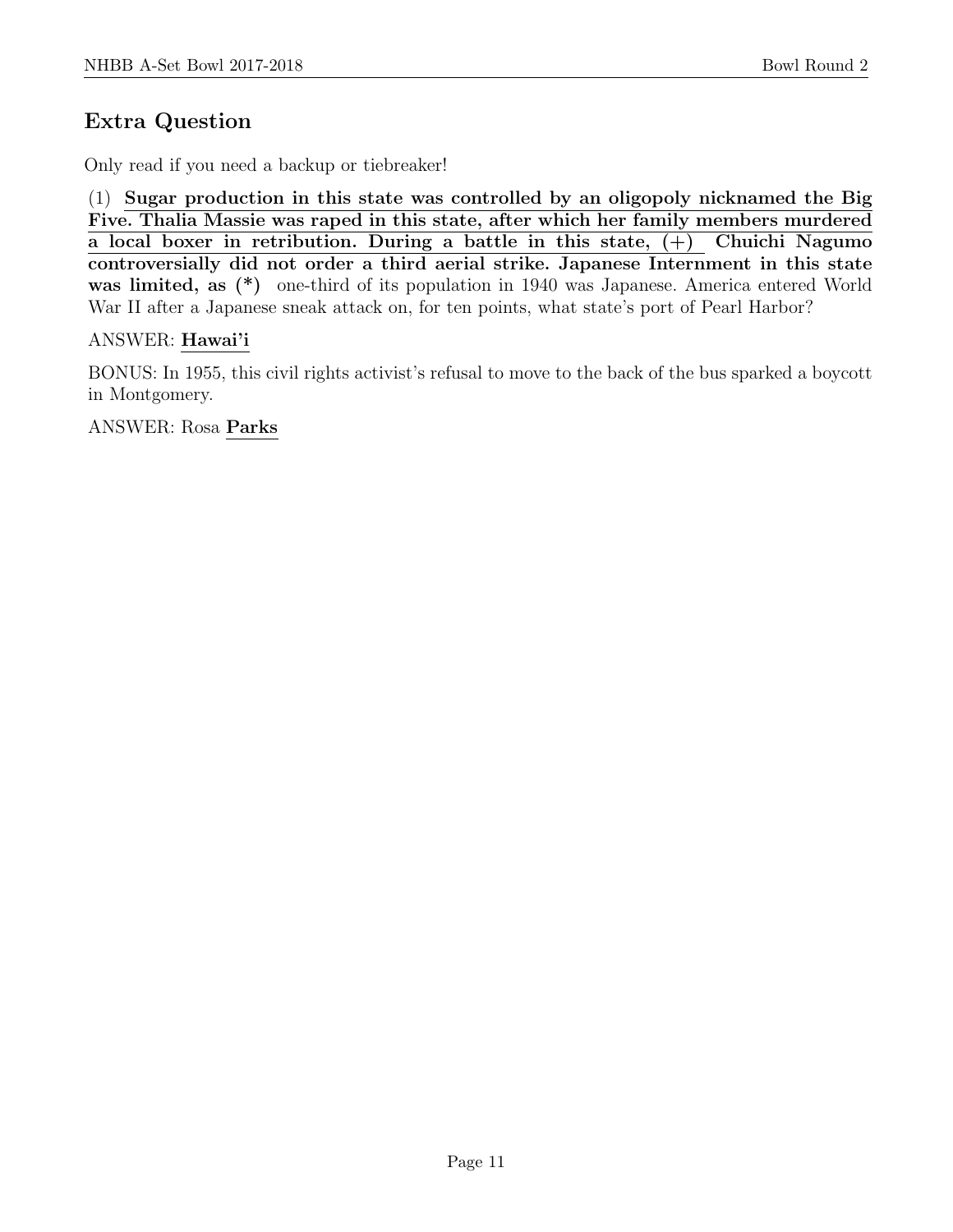## Extra Question

Only read if you need a backup or tiebreaker!

(1) **Sugar production in this state was controlled by an oligopoly nicknamed the Big Five. Thalia Massie was raped in this state, after which her family members murdered a local boxer in retribution. During a battle in this state, (+) Chuichi Nagumo controversially did not order a third aerial strike. Japanese Internment in this state was limited, as (*)** one-third of its population in 1940 was Japanese. America entered World War II after a Japanese sneak attack on, for ten points, what state's port of Pearl Harbor?

ANSWER: **Hawai'i**

BONUS: In 1955, this civil rights activist's refusal to move to the back of the bus sparked a boycott in Montgomery.

ANSWER: Rosa **Parks**